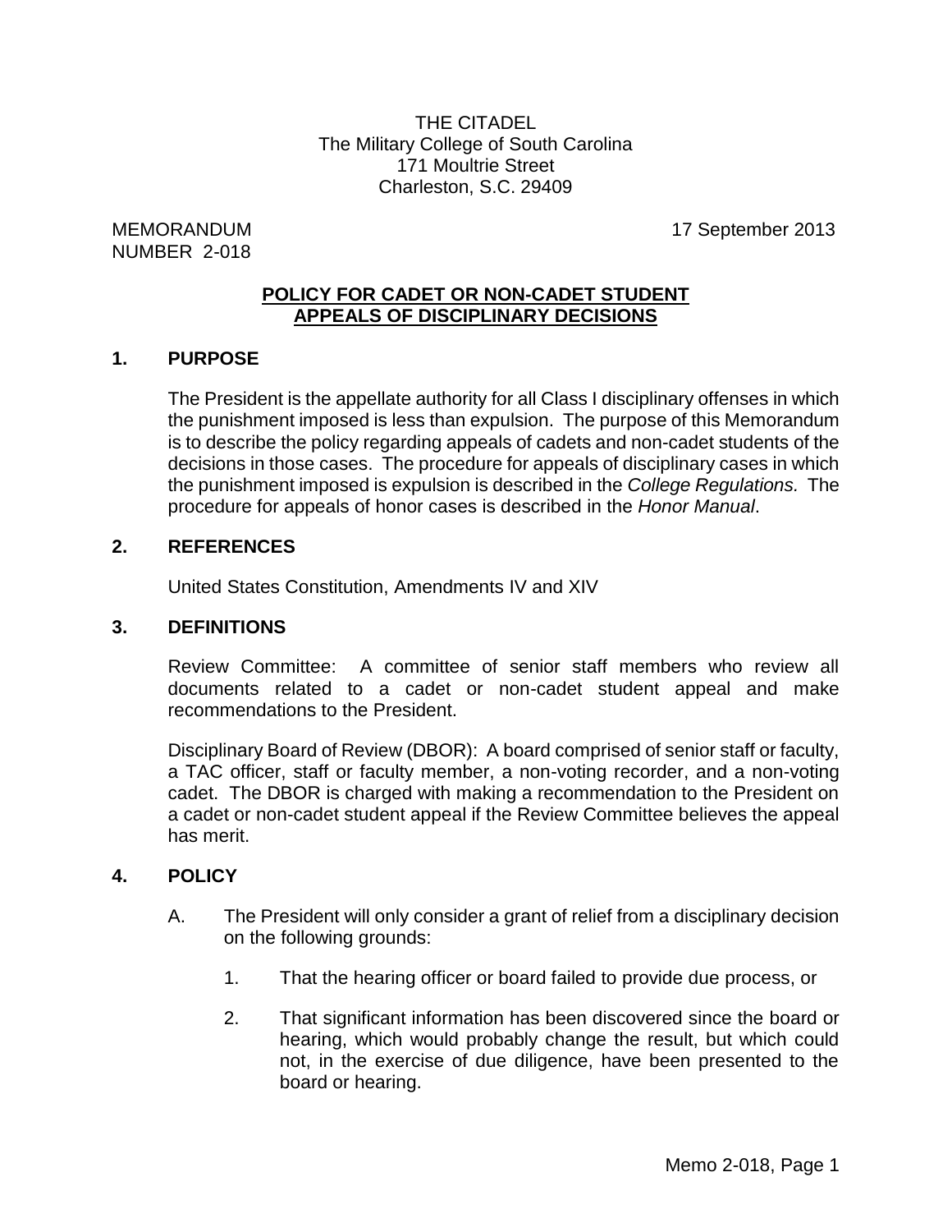THE CITADEL
The Military College of South Carolina
171 Moultrie Street
Charleston, S.C. 29409

MEMORANDUM
NUMBER 2-018

17 September 2013

# POLICY FOR CADET OR NON-CADET STUDENT APPEALS OF DISCIPLINARY DECISIONS

## 1. PURPOSE

The President is the appellate authority for all Class I disciplinary offenses in which the punishment imposed is less than expulsion. The purpose of this Memorandum is to describe the policy regarding appeals of cadets and non-cadet students of the decisions in those cases. The procedure for appeals of disciplinary cases in which the punishment imposed is expulsion is described in the *College Regulations.* The procedure for appeals of honor cases is described in the *Honor Manual*.

## 2. REFERENCES

United States Constitution, Amendments IV and XIV

## 3. DEFINITIONS

Review Committee: A committee of senior staff members who review all documents related to a cadet or non-cadet student appeal and make recommendations to the President.

Disciplinary Board of Review (DBOR): A board comprised of senior staff or faculty, a TAC officer, staff or faculty member, a non-voting recorder, and a non-voting cadet. The DBOR is charged with making a recommendation to the President on a cadet or non-cadet student appeal if the Review Committee believes the appeal has merit.

## 4. POLICY

A. The President will only consider a grant of relief from a disciplinary decision on the following grounds:

1. That the hearing officer or board failed to provide due process, or

2. That significant information has been discovered since the board or hearing, which would probably change the result, but which could not, in the exercise of due diligence, have been presented to the board or hearing.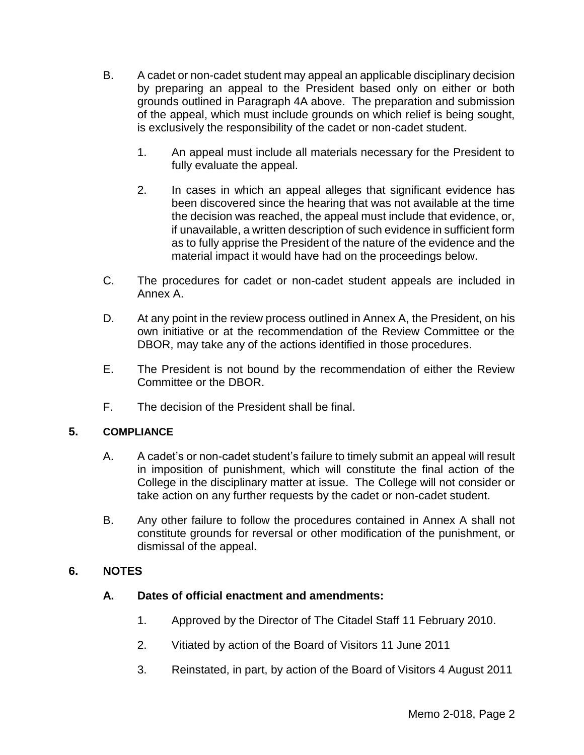B. A cadet or non-cadet student may appeal an applicable disciplinary decision by preparing an appeal to the President based only on either or both grounds outlined in Paragraph 4A above. The preparation and submission of the appeal, which must include grounds on which relief is being sought, is exclusively the responsibility of the cadet or non-cadet student.

   1. An appeal must include all materials necessary for the President to fully evaluate the appeal.

   2. In cases in which an appeal alleges that significant evidence has been discovered since the hearing that was not available at the time the decision was reached, the appeal must include that evidence, or, if unavailable, a written description of such evidence in sufficient form as to fully apprise the President of the nature of the evidence and the material impact it would have had on the proceedings below.

C. The procedures for cadet or non-cadet student appeals are included in Annex A.

D. At any point in the review process outlined in Annex A, the President, on his own initiative or at the recommendation of the Review Committee or the DBOR, may take any of the actions identified in those procedures.

E. The President is not bound by the recommendation of either the Review Committee or the DBOR.

F. The decision of the President shall be final.

## 5. COMPLIANCE

A. A cadet's or non-cadet student's failure to timely submit an appeal will result in imposition of punishment, which will constitute the final action of the College in the disciplinary matter at issue. The College will not consider or take action on any further requests by the cadet or non-cadet student.

B. Any other failure to follow the procedures contained in Annex A shall not constitute grounds for reversal or other modification of the punishment, or dismissal of the appeal.

## 6. NOTES

### A. Dates of official enactment and amendments:

1. Approved by the Director of The Citadel Staff 11 February 2010.

2. Vitiated by action of the Board of Visitors 11 June 2011

3. Reinstated, in part, by action of the Board of Visitors 4 August 2011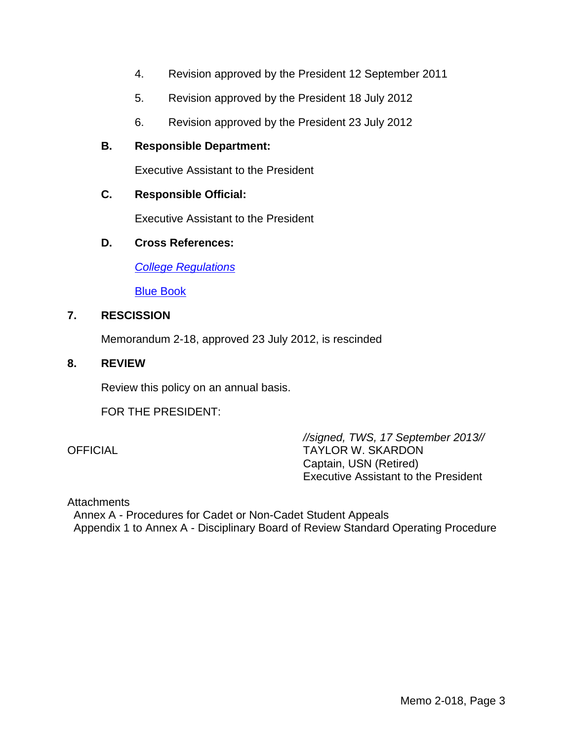4. Revision approved by the President 12 September 2011

5. Revision approved by the President 18 July 2012

6. Revision approved by the President 23 July 2012

**B. Responsible Department:**

Executive Assistant to the President

**C. Responsible Official:**

Executive Assistant to the President

**D. Cross References:**

*College Regulations*

Blue Book

## 7. RESCISSION

Memorandum 2-18, approved 23 July 2012, is rescinded

## 8. REVIEW

Review this policy on an annual basis.

FOR THE PRESIDENT:

OFFICIAL

*//signed, TWS, 17 September 2013//*
TAYLOR W. SKARDON
Captain, USN (Retired)
Executive Assistant to the President

Attachments
Annex A - Procedures for Cadet or Non-Cadet Student Appeals
Appendix 1 to Annex A - Disciplinary Board of Review Standard Operating Procedure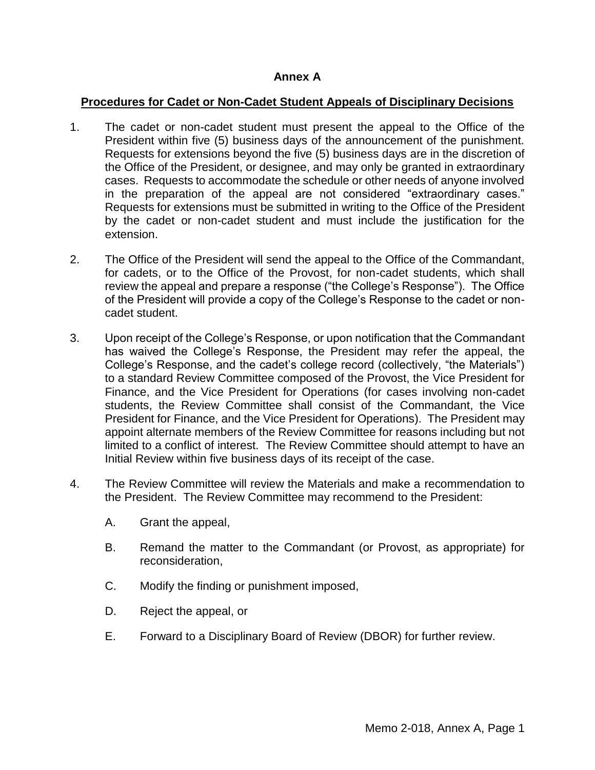**Annex A**

**Procedures for Cadet or Non-Cadet Student Appeals of Disciplinary Decisions**

1. The cadet or non-cadet student must present the appeal to the Office of the President within five (5) business days of the announcement of the punishment. Requests for extensions beyond the five (5) business days are in the discretion of the Office of the President, or designee, and may only be granted in extraordinary cases. Requests to accommodate the schedule or other needs of anyone involved in the preparation of the appeal are not considered "extraordinary cases." Requests for extensions must be submitted in writing to the Office of the President by the cadet or non-cadet student and must include the justification for the extension.

2. The Office of the President will send the appeal to the Office of the Commandant, for cadets, or to the Office of the Provost, for non-cadet students, which shall review the appeal and prepare a response ("the College's Response"). The Office of the President will provide a copy of the College's Response to the cadet or non-cadet student.

3. Upon receipt of the College's Response, or upon notification that the Commandant has waived the College's Response, the President may refer the appeal, the College's Response, and the cadet's college record (collectively, "the Materials") to a standard Review Committee composed of the Provost, the Vice President for Finance, and the Vice President for Operations (for cases involving non-cadet students, the Review Committee shall consist of the Commandant, the Vice President for Finance, and the Vice President for Operations). The President may appoint alternate members of the Review Committee for reasons including but not limited to a conflict of interest. The Review Committee should attempt to have an Initial Review within five business days of its receipt of the case.

4. The Review Committee will review the Materials and make a recommendation to the President. The Review Committee may recommend to the President:

   A. Grant the appeal,

   B. Remand the matter to the Commandant (or Provost, as appropriate) for reconsideration,

   C. Modify the finding or punishment imposed,

   D. Reject the appeal, or

   E. Forward to a Disciplinary Board of Review (DBOR) for further review.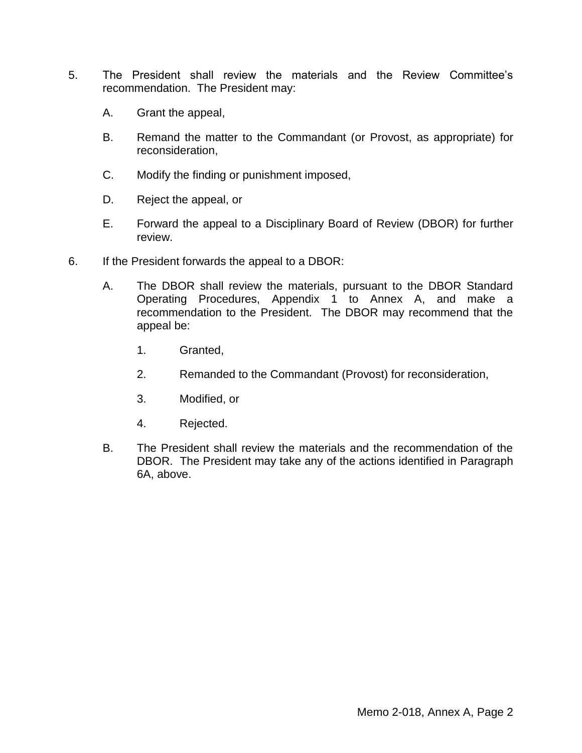5. The President shall review the materials and the Review Committee's recommendation. The President may:

   A. Grant the appeal,

   B. Remand the matter to the Commandant (or Provost, as appropriate) for reconsideration,

   C. Modify the finding or punishment imposed,

   D. Reject the appeal, or

   E. Forward the appeal to a Disciplinary Board of Review (DBOR) for further review.

6. If the President forwards the appeal to a DBOR:

   A. The DBOR shall review the materials, pursuant to the DBOR Standard Operating Procedures, Appendix 1 to Annex A, and make a recommendation to the President. The DBOR may recommend that the appeal be:

      1. Granted,

      2. Remanded to the Commandant (Provost) for reconsideration,

      3. Modified, or

      4. Rejected.

   B. The President shall review the materials and the recommendation of the DBOR. The President may take any of the actions identified in Paragraph 6A, above.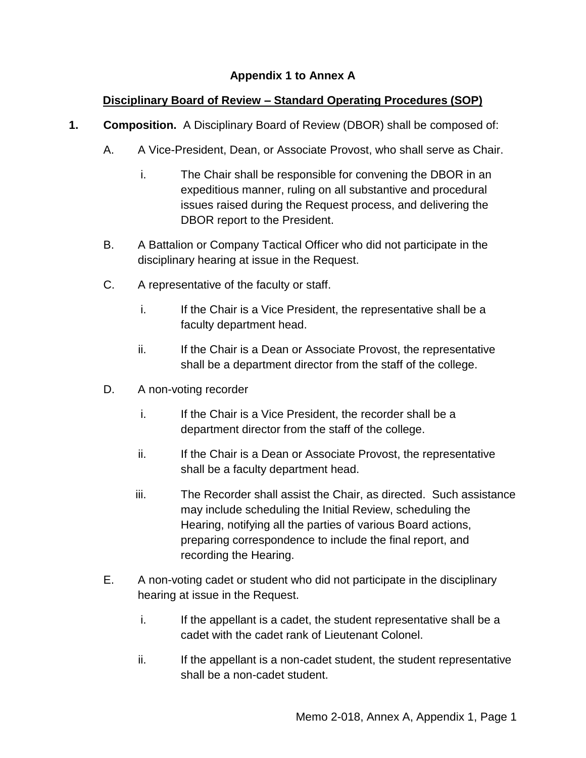**Appendix 1 to Annex A**

**Disciplinary Board of Review – Standard Operating Procedures (SOP)**

**1. Composition.** A Disciplinary Board of Review (DBOR) shall be composed of:

A. A Vice-President, Dean, or Associate Provost, who shall serve as Chair.

   i. The Chair shall be responsible for convening the DBOR in an expeditious manner, ruling on all substantive and procedural issues raised during the Request process, and delivering the DBOR report to the President.

B. A Battalion or Company Tactical Officer who did not participate in the disciplinary hearing at issue in the Request.

C. A representative of the faculty or staff.

   i. If the Chair is a Vice President, the representative shall be a faculty department head.

   ii. If the Chair is a Dean or Associate Provost, the representative shall be a department director from the staff of the college.

D. A non-voting recorder

   i. If the Chair is a Vice President, the recorder shall be a department director from the staff of the college.

   ii. If the Chair is a Dean or Associate Provost, the representative shall be a faculty department head.

   iii. The Recorder shall assist the Chair, as directed. Such assistance may include scheduling the Initial Review, scheduling the Hearing, notifying all the parties of various Board actions, preparing correspondence to include the final report, and recording the Hearing.

E. A non-voting cadet or student who did not participate in the disciplinary hearing at issue in the Request.

   i. If the appellant is a cadet, the student representative shall be a cadet with the cadet rank of Lieutenant Colonel.

   ii. If the appellant is a non-cadet student, the student representative shall be a non-cadet student.

Memo 2-018, Annex A, Appendix 1, Page 1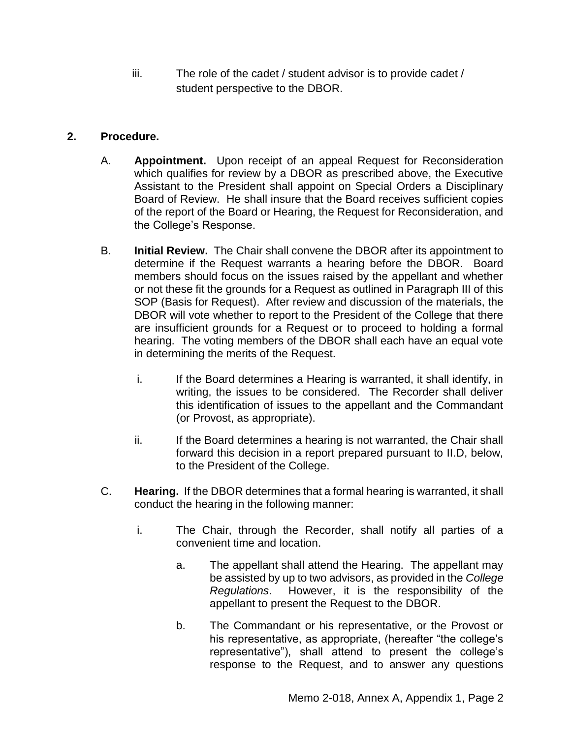iii. The role of the cadet / student advisor is to provide cadet / student perspective to the DBOR.

**2. Procedure.**

A. **Appointment.** Upon receipt of an appeal Request for Reconsideration which qualifies for review by a DBOR as prescribed above, the Executive Assistant to the President shall appoint on Special Orders a Disciplinary Board of Review. He shall insure that the Board receives sufficient copies of the report of the Board or Hearing, the Request for Reconsideration, and the College's Response.

B. **Initial Review.** The Chair shall convene the DBOR after its appointment to determine if the Request warrants a hearing before the DBOR. Board members should focus on the issues raised by the appellant and whether or not these fit the grounds for a Request as outlined in Paragraph III of this SOP (Basis for Request). After review and discussion of the materials, the DBOR will vote whether to report to the President of the College that there are insufficient grounds for a Request or to proceed to holding a formal hearing. The voting members of the DBOR shall each have an equal vote in determining the merits of the Request.

i. If the Board determines a Hearing is warranted, it shall identify, in writing, the issues to be considered. The Recorder shall deliver this identification of issues to the appellant and the Commandant (or Provost, as appropriate).

ii. If the Board determines a hearing is not warranted, the Chair shall forward this decision in a report prepared pursuant to II.D, below, to the President of the College.

C. **Hearing.** If the DBOR determines that a formal hearing is warranted, it shall conduct the hearing in the following manner:

i. The Chair, through the Recorder, shall notify all parties of a convenient time and location.

a. The appellant shall attend the Hearing. The appellant may be assisted by up to two advisors, as provided in the *College Regulations*. However, it is the responsibility of the appellant to present the Request to the DBOR.

b. The Commandant or his representative, or the Provost or his representative, as appropriate, (hereafter "the college's representative"), shall attend to present the college's response to the Request, and to answer any questions

Memo 2-018, Annex A, Appendix 1, Page 2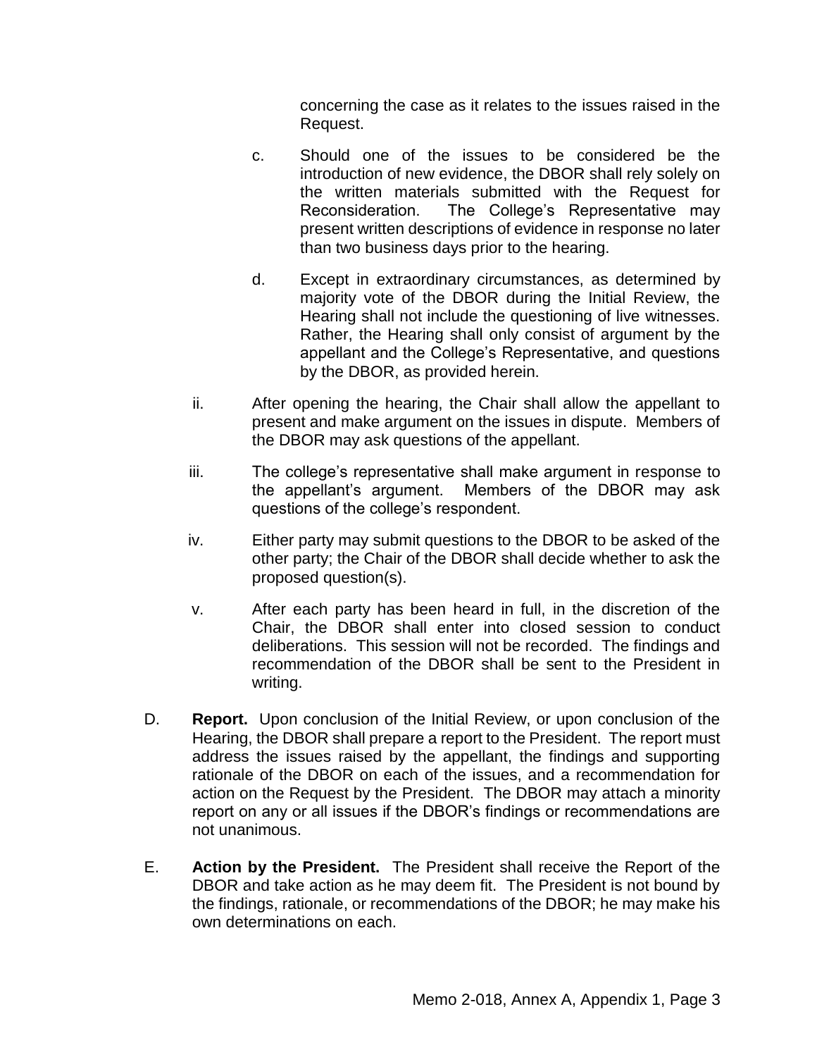concerning the case as it relates to the issues raised in the Request.

c. Should one of the issues to be considered be the introduction of new evidence, the DBOR shall rely solely on the written materials submitted with the Request for Reconsideration. The College's Representative may present written descriptions of evidence in response no later than two business days prior to the hearing.

d. Except in extraordinary circumstances, as determined by majority vote of the DBOR during the Initial Review, the Hearing shall not include the questioning of live witnesses. Rather, the Hearing shall only consist of argument by the appellant and the College's Representative, and questions by the DBOR, as provided herein.

ii. After opening the hearing, the Chair shall allow the appellant to present and make argument on the issues in dispute. Members of the DBOR may ask questions of the appellant.

iii. The college's representative shall make argument in response to the appellant's argument. Members of the DBOR may ask questions of the college's respondent.

iv. Either party may submit questions to the DBOR to be asked of the other party; the Chair of the DBOR shall decide whether to ask the proposed question(s).

v. After each party has been heard in full, in the discretion of the Chair, the DBOR shall enter into closed session to conduct deliberations. This session will not be recorded. The findings and recommendation of the DBOR shall be sent to the President in writing.

D. **Report.** Upon conclusion of the Initial Review, or upon conclusion of the Hearing, the DBOR shall prepare a report to the President. The report must address the issues raised by the appellant, the findings and supporting rationale of the DBOR on each of the issues, and a recommendation for action on the Request by the President. The DBOR may attach a minority report on any or all issues if the DBOR's findings or recommendations are not unanimous.

E. **Action by the President.** The President shall receive the Report of the DBOR and take action as he may deem fit. The President is not bound by the findings, rationale, or recommendations of the DBOR; he may make his own determinations on each.

Memo 2-018, Annex A, Appendix 1, Page 3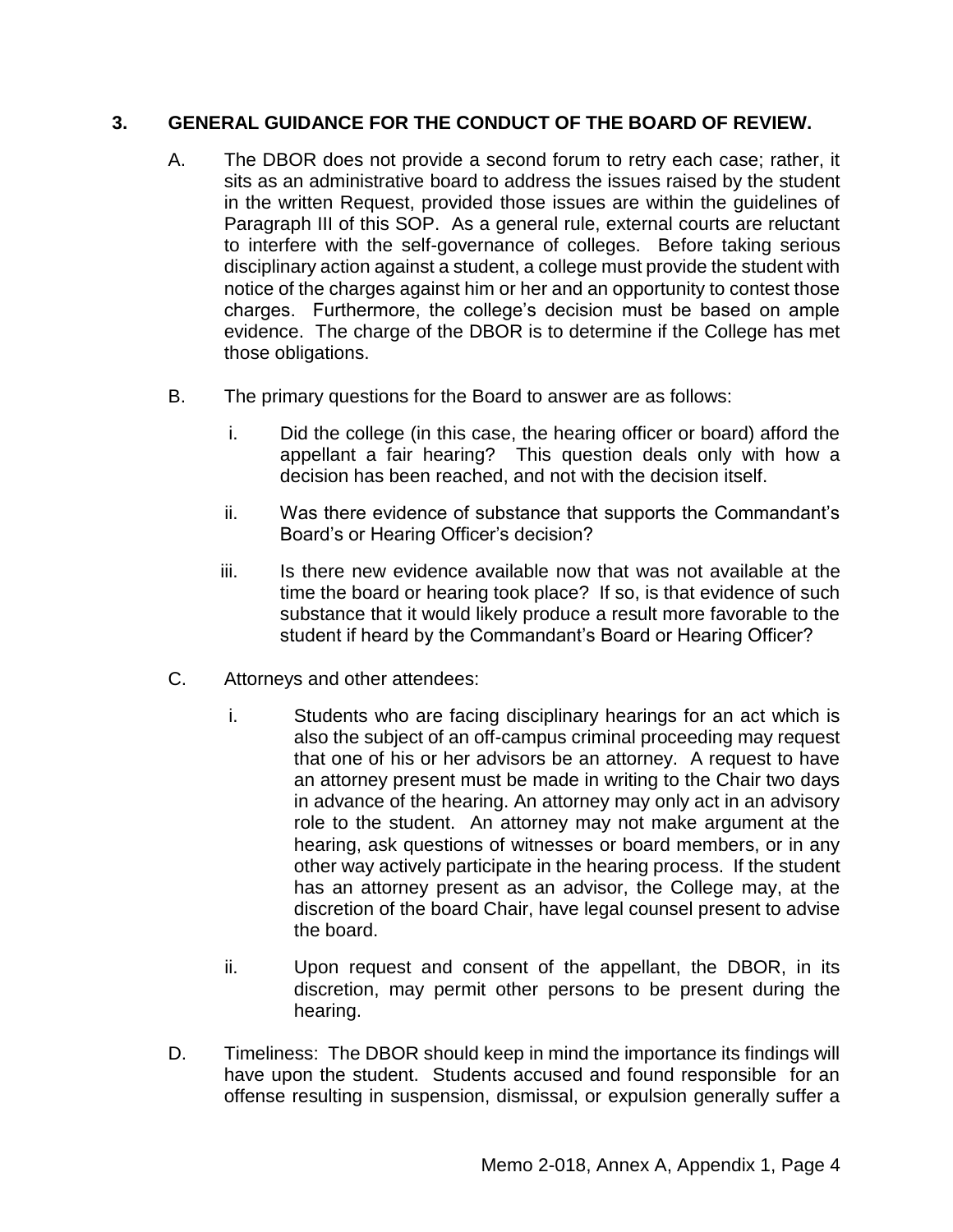## 3. GENERAL GUIDANCE FOR THE CONDUCT OF THE BOARD OF REVIEW.

A. The DBOR does not provide a second forum to retry each case; rather, it sits as an administrative board to address the issues raised by the student in the written Request, provided those issues are within the guidelines of Paragraph III of this SOP. As a general rule, external courts are reluctant to interfere with the self-governance of colleges. Before taking serious disciplinary action against a student, a college must provide the student with notice of the charges against him or her and an opportunity to contest those charges. Furthermore, the college's decision must be based on ample evidence. The charge of the DBOR is to determine if the College has met those obligations.

B. The primary questions for the Board to answer are as follows:

   i. Did the college (in this case, the hearing officer or board) afford the appellant a fair hearing? This question deals only with how a decision has been reached, and not with the decision itself.

   ii. Was there evidence of substance that supports the Commandant's Board's or Hearing Officer's decision?

   iii. Is there new evidence available now that was not available at the time the board or hearing took place? If so, is that evidence of such substance that it would likely produce a result more favorable to the student if heard by the Commandant's Board or Hearing Officer?

C. Attorneys and other attendees:

   i. Students who are facing disciplinary hearings for an act which is also the subject of an off-campus criminal proceeding may request that one of his or her advisors be an attorney. A request to have an attorney present must be made in writing to the Chair two days in advance of the hearing. An attorney may only act in an advisory role to the student. An attorney may not make argument at the hearing, ask questions of witnesses or board members, or in any other way actively participate in the hearing process. If the student has an attorney present as an advisor, the College may, at the discretion of the board Chair, have legal counsel present to advise the board.

   ii. Upon request and consent of the appellant, the DBOR, in its discretion, may permit other persons to be present during the hearing.

D. Timeliness: The DBOR should keep in mind the importance its findings will have upon the student. Students accused and found responsible for an offense resulting in suspension, dismissal, or expulsion generally suffer a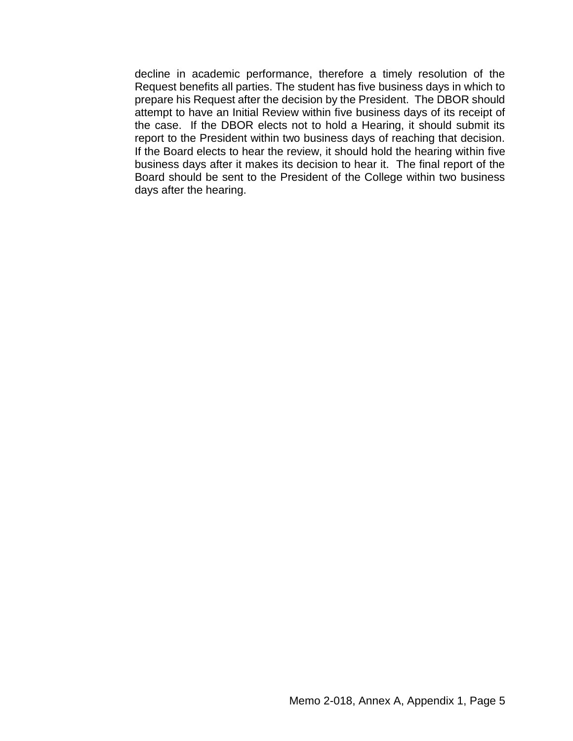decline in academic performance, therefore a timely resolution of the Request benefits all parties. The student has five business days in which to prepare his Request after the decision by the President. The DBOR should attempt to have an Initial Review within five business days of its receipt of the case. If the DBOR elects not to hold a Hearing, it should submit its report to the President within two business days of reaching that decision. If the Board elects to hear the review, it should hold the hearing within five business days after it makes its decision to hear it. The final report of the Board should be sent to the President of the College within two business days after the hearing.